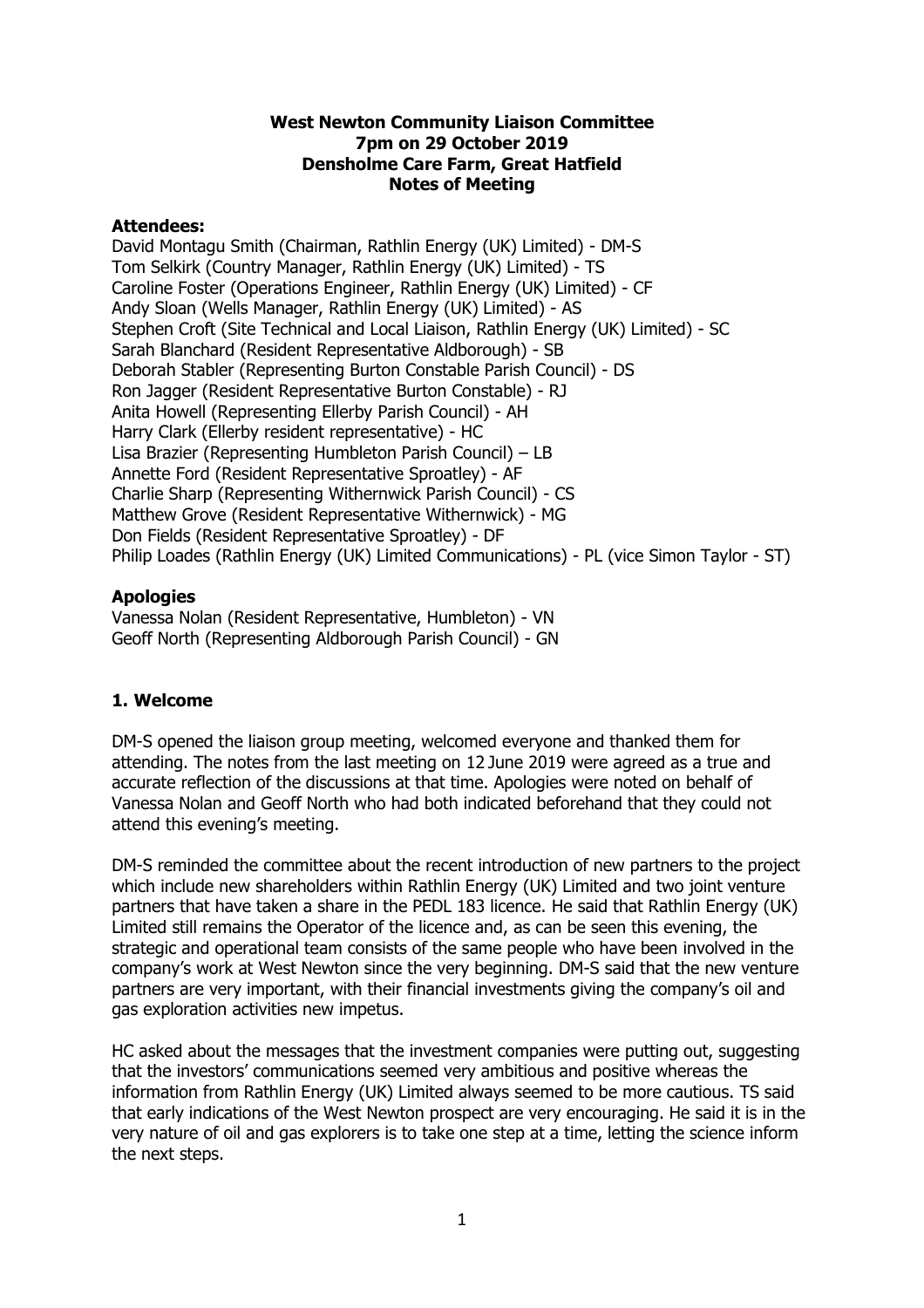**West Newton Community Liaison Committee**
**7pm on 29 October 2019**
**Densholme Care Farm, Great Hatfield**
**Notes of Meeting**

### Attendees:

David Montagu Smith (Chairman, Rathlin Energy (UK) Limited) - DM-S
Tom Selkirk (Country Manager, Rathlin Energy (UK) Limited) - TS
Caroline Foster (Operations Engineer, Rathlin Energy (UK) Limited) - CF
Andy Sloan (Wells Manager, Rathlin Energy (UK) Limited) - AS
Stephen Croft (Site Technical and Local Liaison, Rathlin Energy (UK) Limited) - SC
Sarah Blanchard (Resident Representative Aldborough) - SB
Deborah Stabler (Representing Burton Constable Parish Council) - DS
Ron Jagger (Resident Representative Burton Constable) - RJ
Anita Howell (Representing Ellerby Parish Council) - AH
Harry Clark (Ellerby resident representative) - HC
Lisa Brazier (Representing Humbleton Parish Council) – LB
Annette Ford (Resident Representative Sproatley) - AF
Charlie Sharp (Representing Withernwick Parish Council) - CS
Matthew Grove (Resident Representative Withernwick) - MG
Don Fields (Resident Representative Sproatley) - DF
Philip Loades (Rathlin Energy (UK) Limited Communications) - PL (vice Simon Taylor - ST)

### Apologies

Vanessa Nolan (Resident Representative, Humbleton) - VN
Geoff North (Representing Aldborough Parish Council) - GN

## 1. Welcome

DM-S opened the liaison group meeting, welcomed everyone and thanked them for attending. The notes from the last meeting on 12 June 2019 were agreed as a true and accurate reflection of the discussions at that time. Apologies were noted on behalf of Vanessa Nolan and Geoff North who had both indicated beforehand that they could not attend this evening's meeting.

DM-S reminded the committee about the recent introduction of new partners to the project which include new shareholders within Rathlin Energy (UK) Limited and two joint venture partners that have taken a share in the PEDL 183 licence. He said that Rathlin Energy (UK) Limited still remains the Operator of the licence and, as can be seen this evening, the strategic and operational team consists of the same people who have been involved in the company's work at West Newton since the very beginning. DM-S said that the new venture partners are very important, with their financial investments giving the company's oil and gas exploration activities new impetus.

HC asked about the messages that the investment companies were putting out, suggesting that the investors' communications seemed very ambitious and positive whereas the information from Rathlin Energy (UK) Limited always seemed to be more cautious. TS said that early indications of the West Newton prospect are very encouraging. He said it is in the very nature of oil and gas explorers is to take one step at a time, letting the science inform the next steps.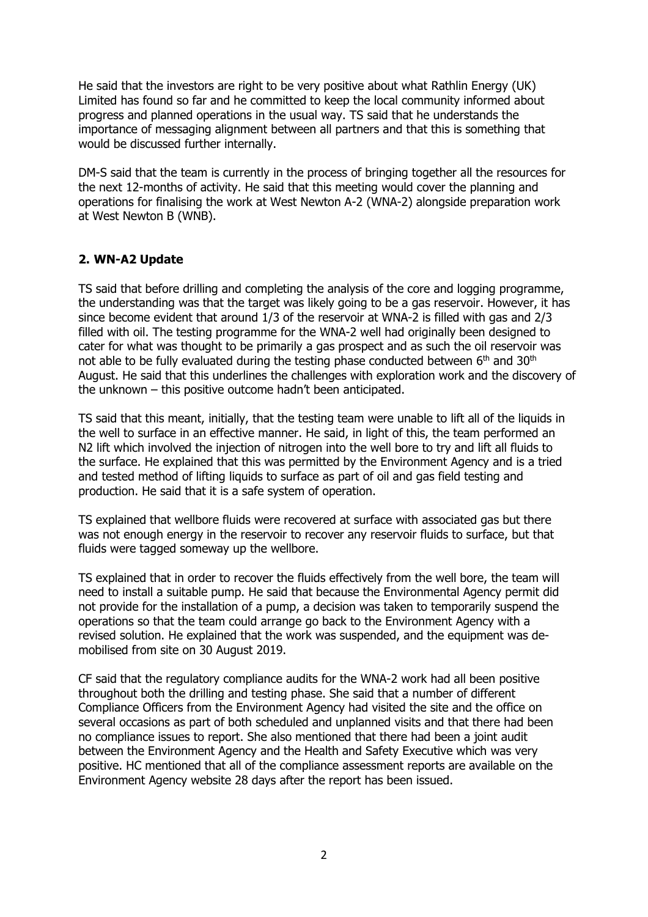He said that the investors are right to be very positive about what Rathlin Energy (UK) Limited has found so far and he committed to keep the local community informed about progress and planned operations in the usual way. TS said that he understands the importance of messaging alignment between all partners and that this is something that would be discussed further internally.

DM-S said that the team is currently in the process of bringing together all the resources for the next 12-months of activity. He said that this meeting would cover the planning and operations for finalising the work at West Newton A-2 (WNA-2) alongside preparation work at West Newton B (WNB).

## 2. WN-A2 Update

TS said that before drilling and completing the analysis of the core and logging programme, the understanding was that the target was likely going to be a gas reservoir. However, it has since become evident that around 1/3 of the reservoir at WNA-2 is filled with gas and 2/3 filled with oil. The testing programme for the WNA-2 well had originally been designed to cater for what was thought to be primarily a gas prospect and as such the oil reservoir was not able to be fully evaluated during the testing phase conducted between 6th and 30th August. He said that this underlines the challenges with exploration work and the discovery of the unknown – this positive outcome hadn't been anticipated.

TS said that this meant, initially, that the testing team were unable to lift all of the liquids in the well to surface in an effective manner. He said, in light of this, the team performed an N2 lift which involved the injection of nitrogen into the well bore to try and lift all fluids to the surface. He explained that this was permitted by the Environment Agency and is a tried and tested method of lifting liquids to surface as part of oil and gas field testing and production. He said that it is a safe system of operation.

TS explained that wellbore fluids were recovered at surface with associated gas but there was not enough energy in the reservoir to recover any reservoir fluids to surface, but that fluids were tagged someway up the wellbore.

TS explained that in order to recover the fluids effectively from the well bore, the team will need to install a suitable pump. He said that because the Environmental Agency permit did not provide for the installation of a pump, a decision was taken to temporarily suspend the operations so that the team could arrange go back to the Environment Agency with a revised solution. He explained that the work was suspended, and the equipment was de-mobilised from site on 30 August 2019.

CF said that the regulatory compliance audits for the WNA-2 work had all been positive throughout both the drilling and testing phase. She said that a number of different Compliance Officers from the Environment Agency had visited the site and the office on several occasions as part of both scheduled and unplanned visits and that there had been no compliance issues to report. She also mentioned that there had been a joint audit between the Environment Agency and the Health and Safety Executive which was very positive. HC mentioned that all of the compliance assessment reports are available on the Environment Agency website 28 days after the report has been issued.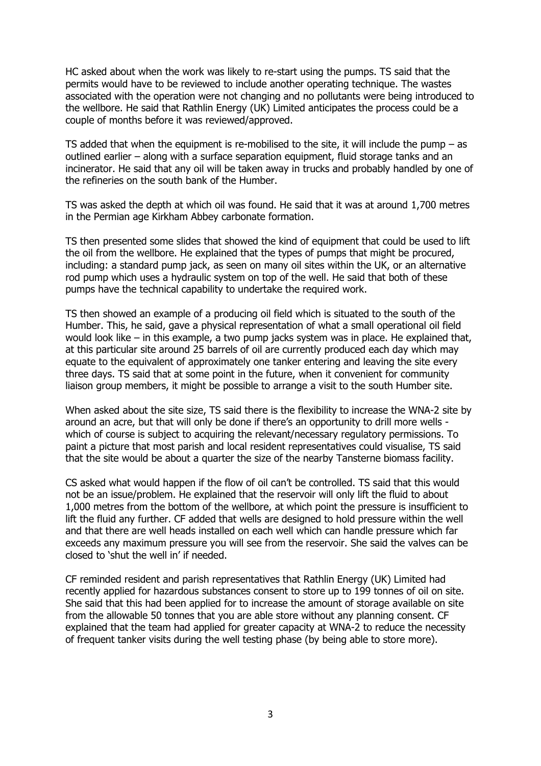HC asked about when the work was likely to re-start using the pumps. TS said that the permits would have to be reviewed to include another operating technique. The wastes associated with the operation were not changing and no pollutants were being introduced to the wellbore. He said that Rathlin Energy (UK) Limited anticipates the process could be a couple of months before it was reviewed/approved.

TS added that when the equipment is re-mobilised to the site, it will include the pump – as outlined earlier – along with a surface separation equipment, fluid storage tanks and an incinerator. He said that any oil will be taken away in trucks and probably handled by one of the refineries on the south bank of the Humber.

TS was asked the depth at which oil was found. He said that it was at around 1,700 metres in the Permian age Kirkham Abbey carbonate formation.

TS then presented some slides that showed the kind of equipment that could be used to lift the oil from the wellbore. He explained that the types of pumps that might be procured, including: a standard pump jack, as seen on many oil sites within the UK, or an alternative rod pump which uses a hydraulic system on top of the well. He said that both of these pumps have the technical capability to undertake the required work.

TS then showed an example of a producing oil field which is situated to the south of the Humber. This, he said, gave a physical representation of what a small operational oil field would look like – in this example, a two pump jacks system was in place. He explained that, at this particular site around 25 barrels of oil are currently produced each day which may equate to the equivalent of approximately one tanker entering and leaving the site every three days. TS said that at some point in the future, when it convenient for community liaison group members, it might be possible to arrange a visit to the south Humber site.

When asked about the site size, TS said there is the flexibility to increase the WNA-2 site by around an acre, but that will only be done if there's an opportunity to drill more wells - which of course is subject to acquiring the relevant/necessary regulatory permissions. To paint a picture that most parish and local resident representatives could visualise, TS said that the site would be about a quarter the size of the nearby Tansterne biomass facility.

CS asked what would happen if the flow of oil can't be controlled. TS said that this would not be an issue/problem. He explained that the reservoir will only lift the fluid to about 1,000 metres from the bottom of the wellbore, at which point the pressure is insufficient to lift the fluid any further. CF added that wells are designed to hold pressure within the well and that there are well heads installed on each well which can handle pressure which far exceeds any maximum pressure you will see from the reservoir. She said the valves can be closed to 'shut the well in' if needed.

CF reminded resident and parish representatives that Rathlin Energy (UK) Limited had recently applied for hazardous substances consent to store up to 199 tonnes of oil on site. She said that this had been applied for to increase the amount of storage available on site from the allowable 50 tonnes that you are able store without any planning consent. CF explained that the team had applied for greater capacity at WNA-2 to reduce the necessity of frequent tanker visits during the well testing phase (by being able to store more).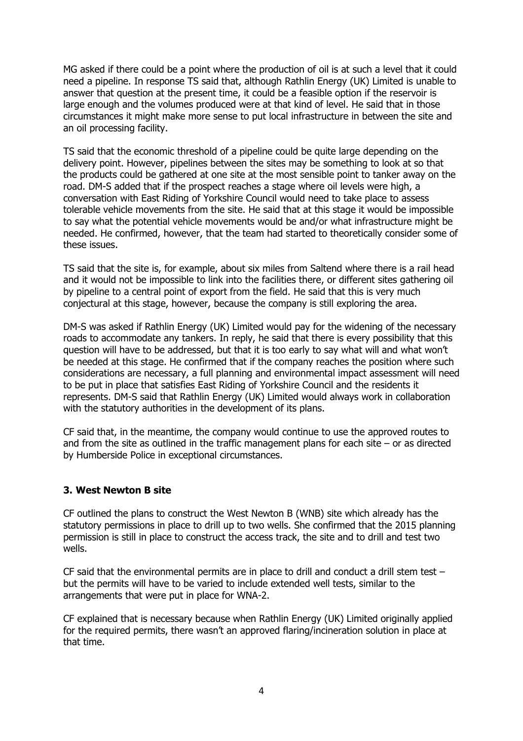MG asked if there could be a point where the production of oil is at such a level that it could need a pipeline. In response TS said that, although Rathlin Energy (UK) Limited is unable to answer that question at the present time, it could be a feasible option if the reservoir is large enough and the volumes produced were at that kind of level. He said that in those circumstances it might make more sense to put local infrastructure in between the site and an oil processing facility.

TS said that the economic threshold of a pipeline could be quite large depending on the delivery point. However, pipelines between the sites may be something to look at so that the products could be gathered at one site at the most sensible point to tanker away on the road. DM-S added that if the prospect reaches a stage where oil levels were high, a conversation with East Riding of Yorkshire Council would need to take place to assess tolerable vehicle movements from the site. He said that at this stage it would be impossible to say what the potential vehicle movements would be and/or what infrastructure might be needed. He confirmed, however, that the team had started to theoretically consider some of these issues.

TS said that the site is, for example, about six miles from Saltend where there is a rail head and it would not be impossible to link into the facilities there, or different sites gathering oil by pipeline to a central point of export from the field. He said that this is very much conjectural at this stage, however, because the company is still exploring the area.

DM-S was asked if Rathlin Energy (UK) Limited would pay for the widening of the necessary roads to accommodate any tankers. In reply, he said that there is every possibility that this question will have to be addressed, but that it is too early to say what will and what won't be needed at this stage. He confirmed that if the company reaches the position where such considerations are necessary, a full planning and environmental impact assessment will need to be put in place that satisfies East Riding of Yorkshire Council and the residents it represents. DM-S said that Rathlin Energy (UK) Limited would always work in collaboration with the statutory authorities in the development of its plans.

CF said that, in the meantime, the company would continue to use the approved routes to and from the site as outlined in the traffic management plans for each site – or as directed by Humberside Police in exceptional circumstances.

### 3. West Newton B site

CF outlined the plans to construct the West Newton B (WNB) site which already has the statutory permissions in place to drill up to two wells. She confirmed that the 2015 planning permission is still in place to construct the access track, the site and to drill and test two wells.

CF said that the environmental permits are in place to drill and conduct a drill stem test – but the permits will have to be varied to include extended well tests, similar to the arrangements that were put in place for WNA-2.

CF explained that is necessary because when Rathlin Energy (UK) Limited originally applied for the required permits, there wasn't an approved flaring/incineration solution in place at that time.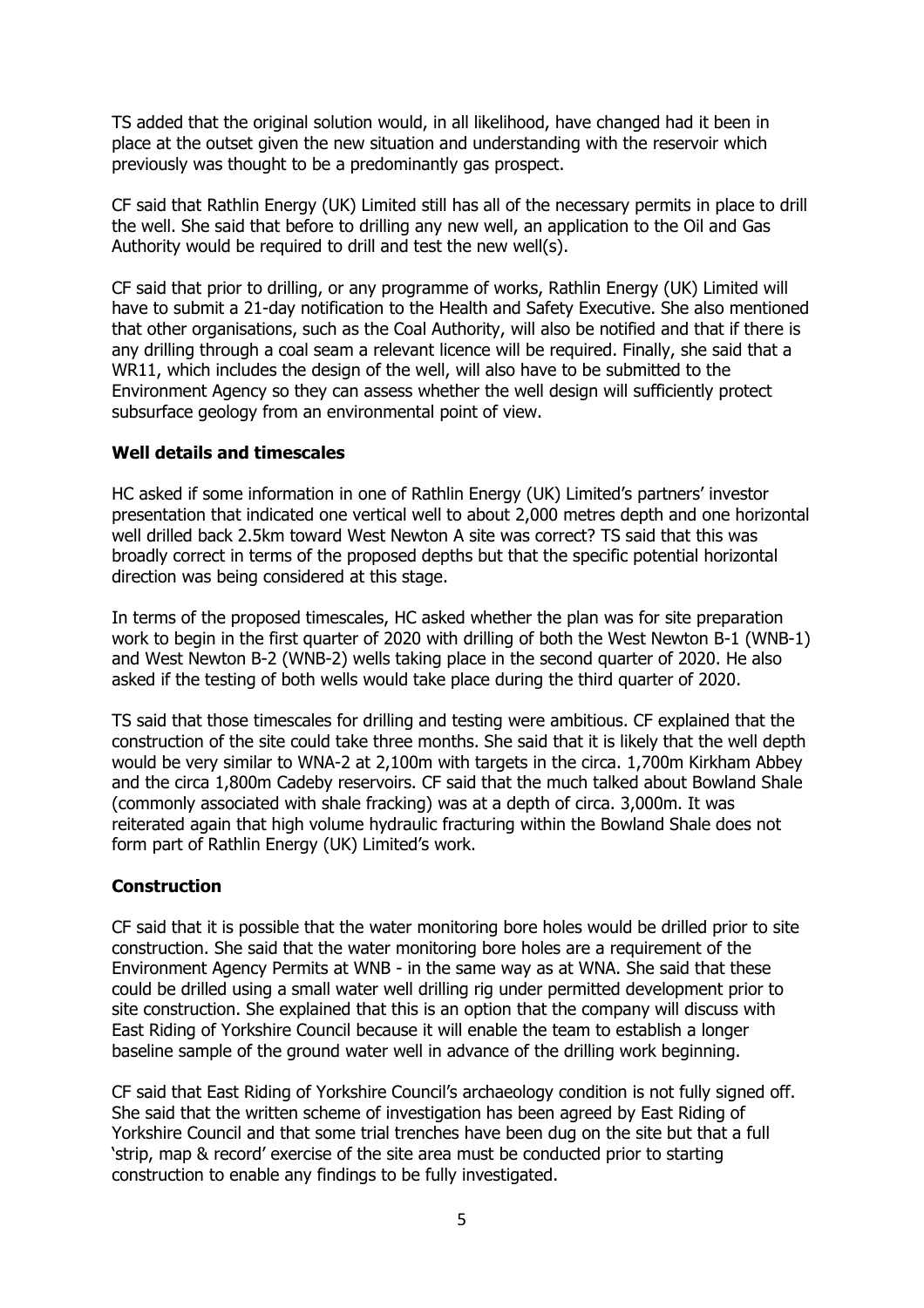TS added that the original solution would, in all likelihood, have changed had it been in place at the outset given the new situation and understanding with the reservoir which previously was thought to be a predominantly gas prospect.

CF said that Rathlin Energy (UK) Limited still has all of the necessary permits in place to drill the well. She said that before to drilling any new well, an application to the Oil and Gas Authority would be required to drill and test the new well(s).

CF said that prior to drilling, or any programme of works, Rathlin Energy (UK) Limited will have to submit a 21-day notification to the Health and Safety Executive. She also mentioned that other organisations, such as the Coal Authority, will also be notified and that if there is any drilling through a coal seam a relevant licence will be required. Finally, she said that a WR11, which includes the design of the well, will also have to be submitted to the Environment Agency so they can assess whether the well design will sufficiently protect subsurface geology from an environmental point of view.

**Well details and timescales**

HC asked if some information in one of Rathlin Energy (UK) Limited's partners' investor presentation that indicated one vertical well to about 2,000 metres depth and one horizontal well drilled back 2.5km toward West Newton A site was correct? TS said that this was broadly correct in terms of the proposed depths but that the specific potential horizontal direction was being considered at this stage.

In terms of the proposed timescales, HC asked whether the plan was for site preparation work to begin in the first quarter of 2020 with drilling of both the West Newton B-1 (WNB-1) and West Newton B-2 (WNB-2) wells taking place in the second quarter of 2020. He also asked if the testing of both wells would take place during the third quarter of 2020.

TS said that those timescales for drilling and testing were ambitious. CF explained that the construction of the site could take three months. She said that it is likely that the well depth would be very similar to WNA-2 at 2,100m with targets in the circa. 1,700m Kirkham Abbey and the circa 1,800m Cadeby reservoirs. CF said that the much talked about Bowland Shale (commonly associated with shale fracking) was at a depth of circa. 3,000m. It was reiterated again that high volume hydraulic fracturing within the Bowland Shale does not form part of Rathlin Energy (UK) Limited's work.

**Construction**

CF said that it is possible that the water monitoring bore holes would be drilled prior to site construction. She said that the water monitoring bore holes are a requirement of the Environment Agency Permits at WNB - in the same way as at WNA. She said that these could be drilled using a small water well drilling rig under permitted development prior to site construction. She explained that this is an option that the company will discuss with East Riding of Yorkshire Council because it will enable the team to establish a longer baseline sample of the ground water well in advance of the drilling work beginning.

CF said that East Riding of Yorkshire Council's archaeology condition is not fully signed off. She said that the written scheme of investigation has been agreed by East Riding of Yorkshire Council and that some trial trenches have been dug on the site but that a full 'strip, map & record' exercise of the site area must be conducted prior to starting construction to enable any findings to be fully investigated.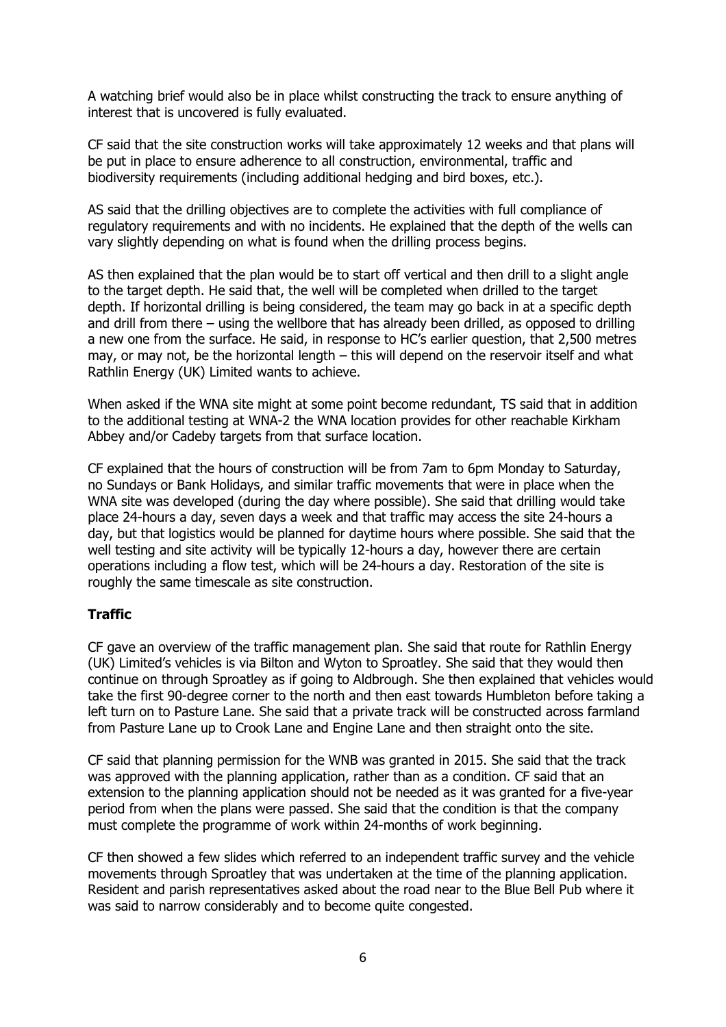A watching brief would also be in place whilst constructing the track to ensure anything of interest that is uncovered is fully evaluated.

CF said that the site construction works will take approximately 12 weeks and that plans will be put in place to ensure adherence to all construction, environmental, traffic and biodiversity requirements (including additional hedging and bird boxes, etc.).

AS said that the drilling objectives are to complete the activities with full compliance of regulatory requirements and with no incidents. He explained that the depth of the wells can vary slightly depending on what is found when the drilling process begins.

AS then explained that the plan would be to start off vertical and then drill to a slight angle to the target depth. He said that, the well will be completed when drilled to the target depth. If horizontal drilling is being considered, the team may go back in at a specific depth and drill from there – using the wellbore that has already been drilled, as opposed to drilling a new one from the surface. He said, in response to HC's earlier question, that 2,500 metres may, or may not, be the horizontal length – this will depend on the reservoir itself and what Rathlin Energy (UK) Limited wants to achieve.

When asked if the WNA site might at some point become redundant, TS said that in addition to the additional testing at WNA-2 the WNA location provides for other reachable Kirkham Abbey and/or Cadeby targets from that surface location.

CF explained that the hours of construction will be from 7am to 6pm Monday to Saturday, no Sundays or Bank Holidays, and similar traffic movements that were in place when the WNA site was developed (during the day where possible). She said that drilling would take place 24-hours a day, seven days a week and that traffic may access the site 24-hours a day, but that logistics would be planned for daytime hours where possible. She said that the well testing and site activity will be typically 12-hours a day, however there are certain operations including a flow test, which will be 24-hours a day. Restoration of the site is roughly the same timescale as site construction.

**Traffic**

CF gave an overview of the traffic management plan. She said that route for Rathlin Energy (UK) Limited's vehicles is via Bilton and Wyton to Sproatley. She said that they would then continue on through Sproatley as if going to Aldbrough. She then explained that vehicles would take the first 90-degree corner to the north and then east towards Humbleton before taking a left turn on to Pasture Lane. She said that a private track will be constructed across farmland from Pasture Lane up to Crook Lane and Engine Lane and then straight onto the site.

CF said that planning permission for the WNB was granted in 2015. She said that the track was approved with the planning application, rather than as a condition. CF said that an extension to the planning application should not be needed as it was granted for a five-year period from when the plans were passed. She said that the condition is that the company must complete the programme of work within 24-months of work beginning.

CF then showed a few slides which referred to an independent traffic survey and the vehicle movements through Sproatley that was undertaken at the time of the planning application. Resident and parish representatives asked about the road near to the Blue Bell Pub where it was said to narrow considerably and to become quite congested.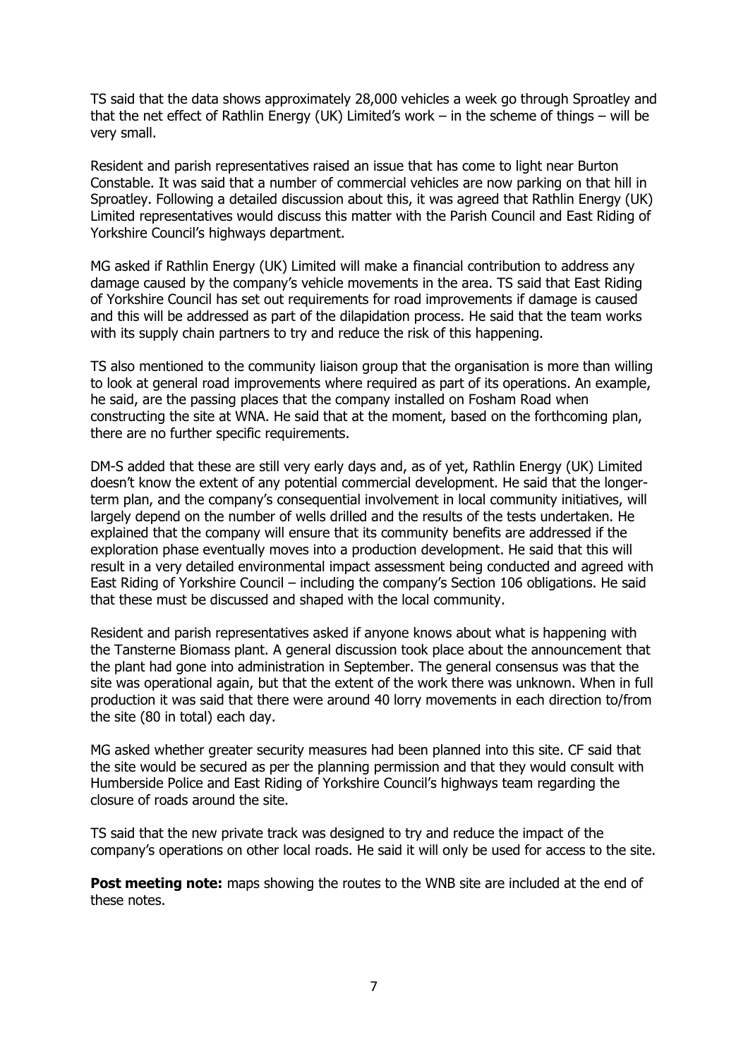TS said that the data shows approximately 28,000 vehicles a week go through Sproatley and that the net effect of Rathlin Energy (UK) Limited's work – in the scheme of things – will be very small.

Resident and parish representatives raised an issue that has come to light near Burton Constable. It was said that a number of commercial vehicles are now parking on that hill in Sproatley. Following a detailed discussion about this, it was agreed that Rathlin Energy (UK) Limited representatives would discuss this matter with the Parish Council and East Riding of Yorkshire Council's highways department.

MG asked if Rathlin Energy (UK) Limited will make a financial contribution to address any damage caused by the company's vehicle movements in the area. TS said that East Riding of Yorkshire Council has set out requirements for road improvements if damage is caused and this will be addressed as part of the dilapidation process. He said that the team works with its supply chain partners to try and reduce the risk of this happening.

TS also mentioned to the community liaison group that the organisation is more than willing to look at general road improvements where required as part of its operations. An example, he said, are the passing places that the company installed on Fosham Road when constructing the site at WNA. He said that at the moment, based on the forthcoming plan, there are no further specific requirements.

DM-S added that these are still very early days and, as of yet, Rathlin Energy (UK) Limited doesn't know the extent of any potential commercial development. He said that the longer-term plan, and the company's consequential involvement in local community initiatives, will largely depend on the number of wells drilled and the results of the tests undertaken. He explained that the company will ensure that its community benefits are addressed if the exploration phase eventually moves into a production development. He said that this will result in a very detailed environmental impact assessment being conducted and agreed with East Riding of Yorkshire Council – including the company's Section 106 obligations. He said that these must be discussed and shaped with the local community.

Resident and parish representatives asked if anyone knows about what is happening with the Tansterne Biomass plant. A general discussion took place about the announcement that the plant had gone into administration in September. The general consensus was that the site was operational again, but that the extent of the work there was unknown. When in full production it was said that there were around 40 lorry movements in each direction to/from the site (80 in total) each day.

MG asked whether greater security measures had been planned into this site. CF said that the site would be secured as per the planning permission and that they would consult with Humberside Police and East Riding of Yorkshire Council's highways team regarding the closure of roads around the site.

TS said that the new private track was designed to try and reduce the impact of the company's operations on other local roads. He said it will only be used for access to the site.

**Post meeting note:** maps showing the routes to the WNB site are included at the end of these notes.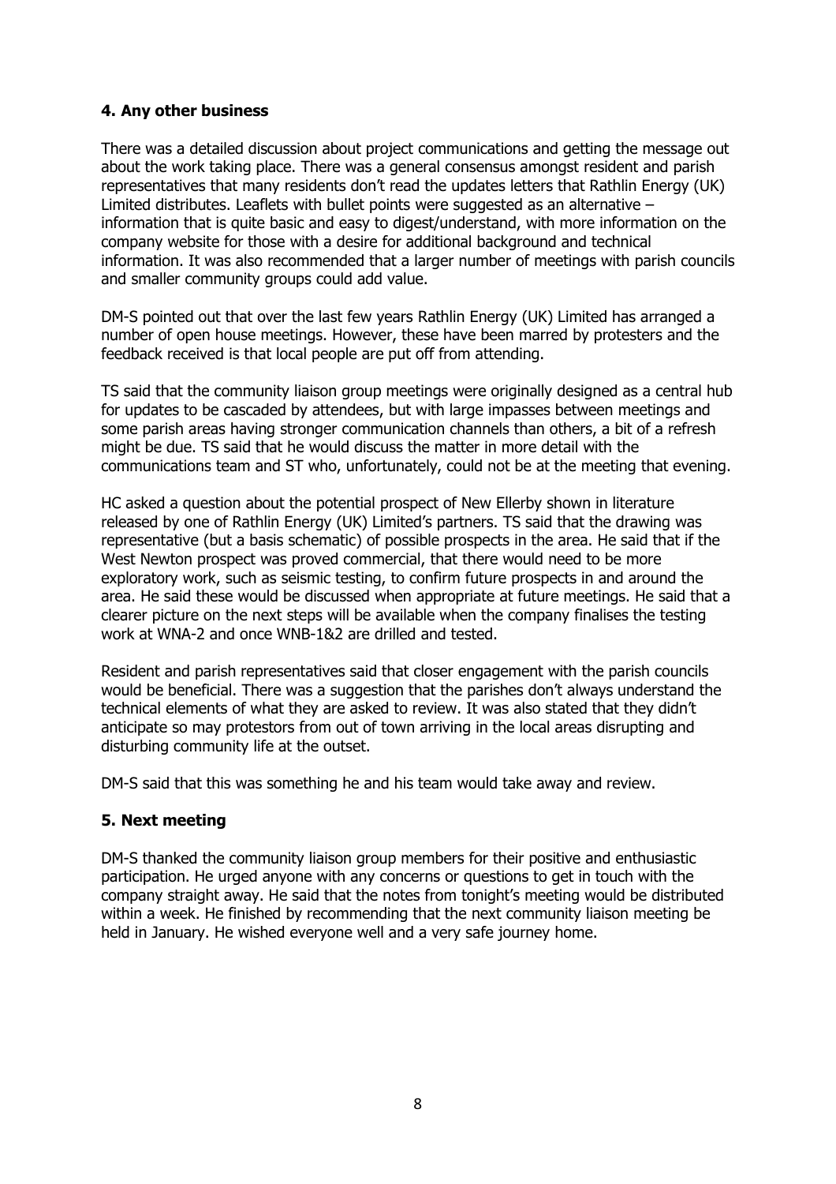### 4. Any other business

There was a detailed discussion about project communications and getting the message out about the work taking place. There was a general consensus amongst resident and parish representatives that many residents don't read the updates letters that Rathlin Energy (UK) Limited distributes. Leaflets with bullet points were suggested as an alternative – information that is quite basic and easy to digest/understand, with more information on the company website for those with a desire for additional background and technical information. It was also recommended that a larger number of meetings with parish councils and smaller community groups could add value.

DM-S pointed out that over the last few years Rathlin Energy (UK) Limited has arranged a number of open house meetings. However, these have been marred by protesters and the feedback received is that local people are put off from attending.

TS said that the community liaison group meetings were originally designed as a central hub for updates to be cascaded by attendees, but with large impasses between meetings and some parish areas having stronger communication channels than others, a bit of a refresh might be due. TS said that he would discuss the matter in more detail with the communications team and ST who, unfortunately, could not be at the meeting that evening.

HC asked a question about the potential prospect of New Ellerby shown in literature released by one of Rathlin Energy (UK) Limited's partners. TS said that the drawing was representative (but a basis schematic) of possible prospects in the area. He said that if the West Newton prospect was proved commercial, that there would need to be more exploratory work, such as seismic testing, to confirm future prospects in and around the area. He said these would be discussed when appropriate at future meetings. He said that a clearer picture on the next steps will be available when the company finalises the testing work at WNA-2 and once WNB-1&2 are drilled and tested.

Resident and parish representatives said that closer engagement with the parish councils would be beneficial. There was a suggestion that the parishes don't always understand the technical elements of what they are asked to review. It was also stated that they didn't anticipate so may protestors from out of town arriving in the local areas disrupting and disturbing community life at the outset.

DM-S said that this was something he and his team would take away and review.

### 5. Next meeting

DM-S thanked the community liaison group members for their positive and enthusiastic participation. He urged anyone with any concerns or questions to get in touch with the company straight away. He said that the notes from tonight's meeting would be distributed within a week. He finished by recommending that the next community liaison meeting be held in January. He wished everyone well and a very safe journey home.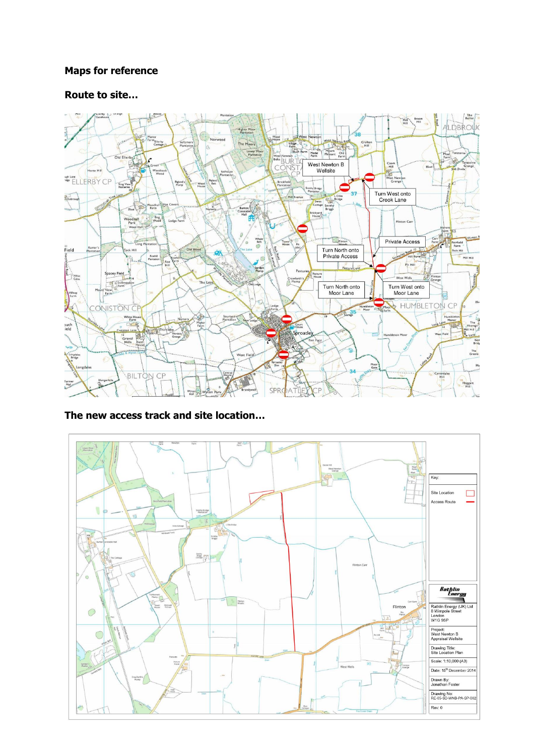**Maps for reference**

**Route to site…**

West Newton B Wellsite

Turn West onto Crook Lane

Private Access

Turn North onto Private Access

Turn North onto Moor Lane

Turn West onto Moor Lane

**The new access track and site location…**

Key:

Site Location

Access Route

Rathlin Energy

Rathlin Energy (UK) Ltd
8 Wimpole Street
London
W1G 9SP

Project:
West Newton B
Appraisal Wellsite

Drawing Title:
Site Location Plan

Scale: 1:10,000 (A3)

Date: 18th December 2014

Drawn By:
Jonathan Foster

Drawing No:
RE-05-SD-WNB-PA-SP-002

Rev: 0